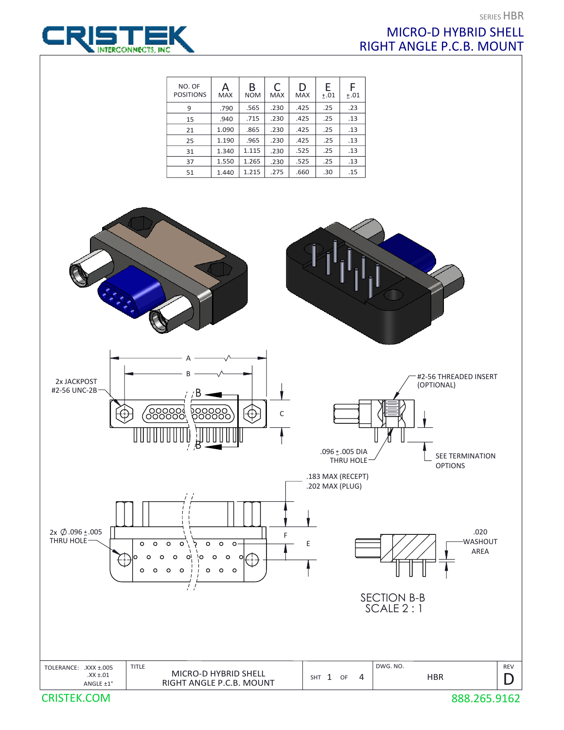SERIES HBR

# MICRO-D HYBRID SHELL
# RIGHT ANGLE P.C.B. MOUNT

| NO. OF POSITIONS | A MAX | B NOM | C MAX | D MAX | E ±.01 | F ±.01 |
|---|---|---|---|---|---|---|
| 9 | .790 | .565 | .230 | .425 | .25 | .23 |
| 15 | .940 | .715 | .230 | .425 | .25 | .13 |
| 21 | 1.090 | .865 | .230 | .425 | .25 | .13 |
| 25 | 1.190 | .965 | .230 | .425 | .25 | .13 |
| 31 | 1.340 | 1.115 | .230 | .525 | .25 | .13 |
| 37 | 1.550 | 1.265 | .230 | .525 | .25 | .13 |
| 51 | 1.440 | 1.215 | .275 | .660 | .30 | .15 |

2x JACKPOST #2-56 UNC-2B

#2-56 THREADED INSERT (OPTIONAL)

.096 ± .005 DIA THRU HOLE

SEE TERMINATION OPTIONS

.183 MAX (RECEPT)
.202 MAX (PLUG)

2x ∅ .096 ± .005 THRU HOLE

.020 WASHOUT AREA

SECTION B-B
SCALE 2 : 1

| TOLERANCE: .XXX ±.005, .XX ±.01, ANGLE ±1° | TITLE: MICRO-D HYBRID SHELL RIGHT ANGLE P.C.B. MOUNT | SHT 1 OF 4 | DWG. NO. HBR | REV D |
|---|---|---|---|---|

CRISTEK.COM 888.265.9162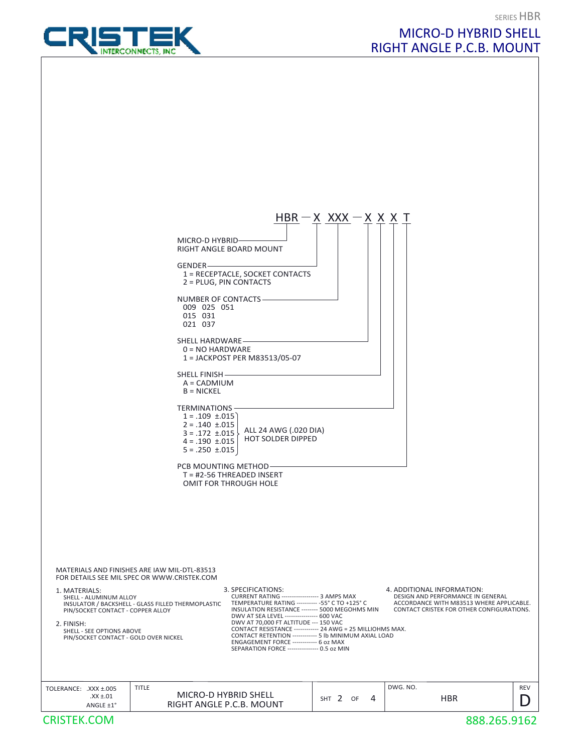SERIES HBR

# MICRO-D HYBRID SHELL
# RIGHT ANGLE P.C.B. MOUNT

HBR — X XXX — X X X T

**MICRO-D HYBRID**
RIGHT ANGLE BOARD MOUNT

**GENDER**
- 1 = RECEPTACLE, SOCKET CONTACTS
- 2 = PLUG, PIN CONTACTS

**NUMBER OF CONTACTS**

| | | |
|---|---|---|
| 009 | 025 | 051 |
| 015 | 031 | |
| 021 | 037 | |

**SHELL HARDWARE**
- 0 = NO HARDWARE
- 1 = JACKPOST PER M83513/05-07

**SHELL FINISH**
- A = CADMIUM
- B = NICKEL

**TERMINATIONS**
- 1 = .109 ±.015
- 2 = .140 ±.015
- 3 = .172 ±.015
- 4 = .190 ±.015
- 5 = .250 ±.015

ALL 24 AWG (.020 DIA) HOT SOLDER DIPPED

**PCB MOUNTING METHOD**
- T = #2-56 THREADED INSERT
- OMIT FOR THROUGH HOLE

MATERIALS AND FINISHES ARE IAW MIL-DTL-83513
FOR DETAILS SEE MIL SPEC OR WWW.CRISTEK.COM

1. MATERIALS:
   - SHELL - ALUMINUM ALLOY
   - INSULATOR / BACKSHELL - GLASS FILLED THERMOPLASTIC
   - PIN/SOCKET CONTACT - COPPER ALLOY

2. FINISH:
   - SHELL - SEE OPTIONS ABOVE
   - PIN/SOCKET CONTACT - GOLD OVER NICKEL

3. SPECIFICATIONS:
   - CURRENT RATING ------------------ 3 AMPS MAX
   - TEMPERATURE RATING ---------- -55° C TO +125° C
   - INSULATION RESISTANCE -------- 5000 MEGOHMS MIN
   - DWV AT SEA LEVEL --------------- 600 VAC
   - DWV AT 70,000 FT ALTITUDE --- 150 VAC
   - CONTACT RESISTANCE ------------ 24 AWG = 25 MILLIOHMS MAX.
   - CONTACT RETENTION ------------ 5 lb MINIMUM AXIAL LOAD
   - ENGAGEMENT FORCE ------------ 6 oz MAX
   - SEPARATION FORCE --------------- 0.5 oz MIN

4. ADDITIONAL INFORMATION:
   DESIGN AND PERFORMANCE IN GENERAL ACCORDANCE WITH M83513 WHERE APPLICABLE. CONTACT CRISTEK FOR OTHER CONFIGURATIONS.

| TOLERANCE: .XXX ±.005 .XX ±.01 ANGLE ±1° | TITLE: MICRO-D HYBRID SHELL RIGHT ANGLE P.C.B. MOUNT | SHT 2 OF 4 | DWG. NO. HBR | REV D |
|---|---|---|---|---|

CRISTEK.COM 888.265.9162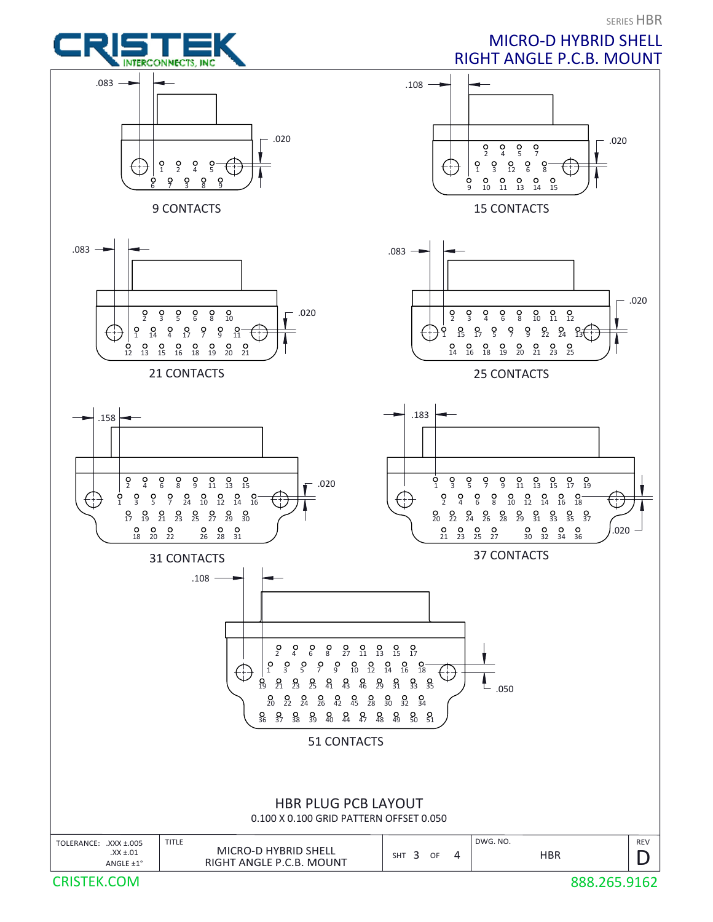SERIES HBR

# MICRO-D HYBRID SHELL RIGHT ANGLE P.C.B. MOUNT

.083 .020

9 CONTACTS

.108 .020

15 CONTACTS

.083 .020

21 CONTACTS

.083 .020

25 CONTACTS

.158 .020

31 CONTACTS

.183 .020

37 CONTACTS

.108 .050

51 CONTACTS

## HBR PLUG PCB LAYOUT

0.100 X 0.100 GRID PATTERN OFFSET 0.050

| TOLERANCE: .XXX ±.005 .XX ±.01 ANGLE ±1° | TITLE MICRO-D HYBRID SHELL RIGHT ANGLE P.C.B. MOUNT | SHT 3 OF 4 | DWG. NO. HBR | REV D |
|---|---|---|---|---|

CRISTEK.COM 888.265.9162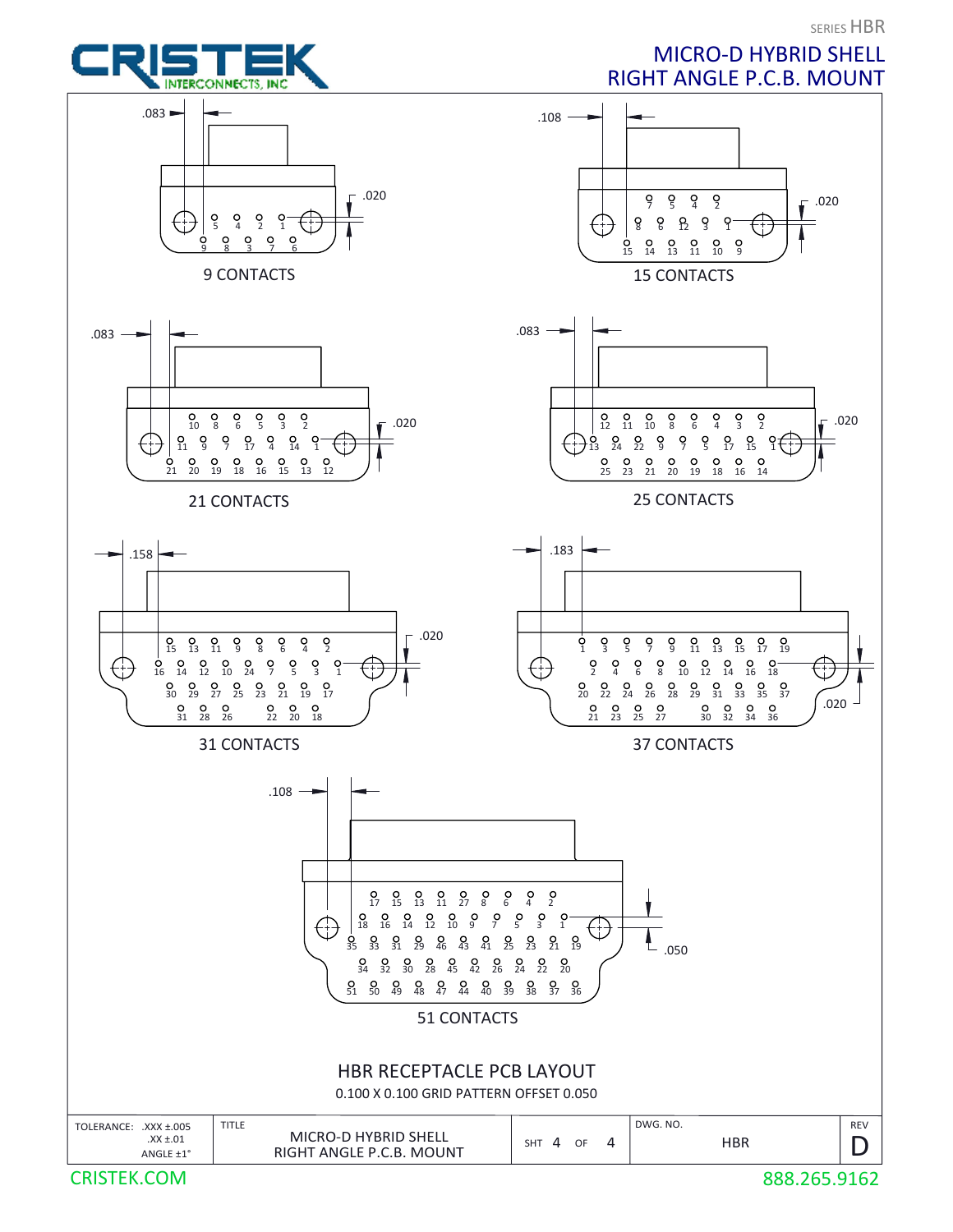SERIES HBR

# MICRO-D HYBRID SHELL
# RIGHT ANGLE P.C.B. MOUNT

.083
.020
5 4 2 1
9 8 3 7 6
9 CONTACTS

.108
.020
7 5 4 2
8 6 12 3 1
15 14 13 11 10 9
15 CONTACTS

.083
.020
10 8 6 5 3 2
11 9 7 17 4 14 1
21 20 19 18 16 15 13 12
21 CONTACTS

.083
.020
12 11 10 8 6 4 3 2
13 24 22 9 7 5 17 15 1
25 23 21 20 19 18 16 14
25 CONTACTS

.158
.020
15 13 11 9 8 6 4 2
16 14 12 10 24 7 5 3 1
30 29 27 25 23 21 19 17
31 28 26 22 20 18
31 CONTACTS

.183
.020
1 3 5 7 9 11 13 15 17 19
2 4 6 8 10 12 14 16 18
20 22 24 26 28 29 31 33 35 37
21 23 25 27 30 32 34 36
37 CONTACTS

.108
.050
17 15 13 11 27 8 6 4 2
18 16 14 12 10 9 7 5 3 1
35 33 31 29 46 43 41 25 23 21 19
34 32 30 28 45 42 26 24 22 20
51 50 49 48 47 44 40 39 38 37 36
51 CONTACTS

## HBR RECEPTACLE PCB LAYOUT

0.100 X 0.100 GRID PATTERN OFFSET 0.050

| TOLERANCE: .XXX ±.005 .XX ±.01 ANGLE ±1° | TITLE MICRO-D HYBRID SHELL RIGHT ANGLE P.C.B. MOUNT | SHT 4 OF 4 | DWG. NO. HBR | REV D |
|---|---|---|---|---|

CRISTEK.COM

888.265.9162